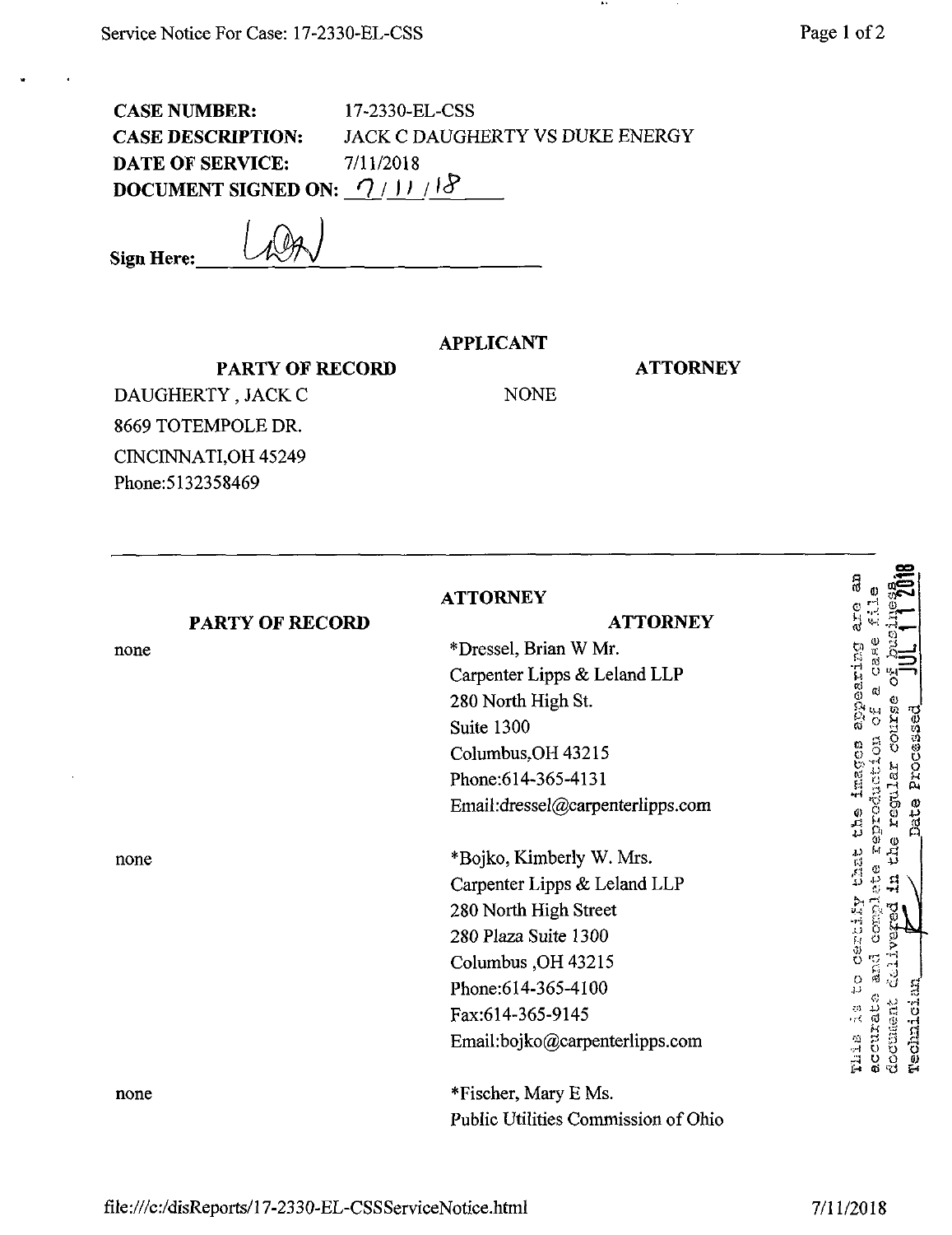**CASE NUMBER:** 17-2330-EL-CSS
**CASE DESCRIPTION:** JACK C DAUGHERTY VS DUKE ENERGY
**DATE OF SERVICE:** 7/11/2018
**DOCUMENT SIGNED ON:** 7/11/18

**Sign Here:** ________

## APPLICANT

| PARTY OF RECORD | ATTORNEY |
| --- | --- |
| DAUGHERTY , JACK C<br>8669 TOTEMPOLE DR.<br>CINCINNATI,OH 45249<br>Phone:5132358469 | NONE |

---

## ATTORNEY

| PARTY OF RECORD | ATTORNEY |
| --- | --- |
| none | *Dressel, Brian W Mr.<br>Carpenter Lipps & Leland LLP<br>280 North High St.<br>Suite 1300<br>Columbus,OH 43215<br>Phone:614-365-4131<br>Email:dressel@carpenterlipps.com |
| none | *Bojko, Kimberly W. Mrs.<br>Carpenter Lipps & Leland LLP<br>280 North High Street<br>280 Plaza Suite 1300<br>Columbus ,OH 43215<br>Phone:614-365-4100<br>Fax:614-365-9145<br>Email:bojko@carpenterlipps.com |
| none | *Fischer, Mary E Ms.<br>Public Utilities Commission of Ohio |

This is to certify that the images appearing are an accurate and complete reproduction of a case file document delivered in the regular course of business. Technician ______ Date Processed JUL 11 2018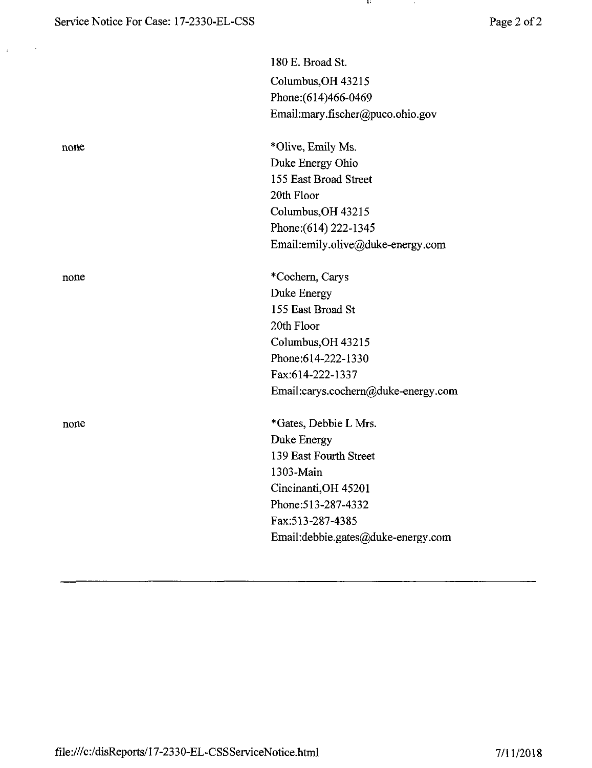| | |
|---|---|
| | 180 E. Broad St.<br>Columbus,OH 43215<br>Phone:(614)466-0469<br>Email:mary.fischer@puco.ohio.gov |
| none | *Olive, Emily Ms.<br>Duke Energy Ohio<br>155 East Broad Street<br>20th Floor<br>Columbus,OH 43215<br>Phone:(614) 222-1345<br>Email:emily.olive@duke-energy.com |
| none | *Cochern, Carys<br>Duke Energy<br>155 East Broad St<br>20th Floor<br>Columbus,OH 43215<br>Phone:614-222-1330<br>Fax:614-222-1337<br>Email:carys.cochern@duke-energy.com |
| none | *Gates, Debbie L Mrs.<br>Duke Energy<br>139 East Fourth Street<br>1303-Main<br>Cincinanti,OH 45201<br>Phone:513-287-4332<br>Fax:513-287-4385<br>Email:debbie.gates@duke-energy.com |